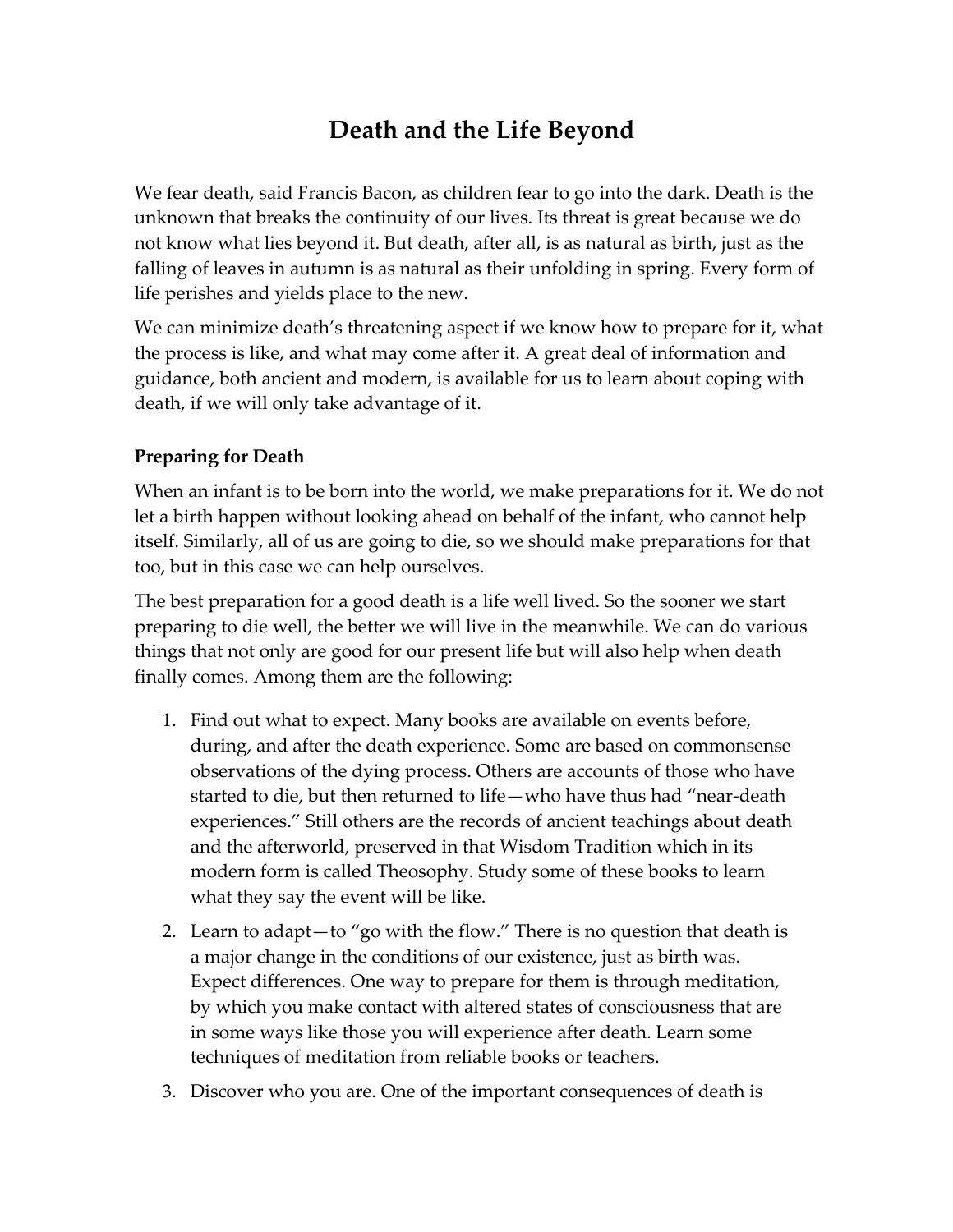# Death and the Life Beyond

We fear death, said Francis Bacon, as children fear to go into the dark. Death is the unknown that breaks the continuity of our lives. Its threat is great because we do not know what lies beyond it. But death, after all, is as natural as birth, just as the falling of leaves in autumn is as natural as their unfolding in spring. Every form of life perishes and yields place to the new.

We can minimize death's threatening aspect if we know how to prepare for it, what the process is like, and what may come after it. A great deal of information and guidance, both ancient and modern, is available for us to learn about coping with death, if we will only take advantage of it.

### Preparing for Death

When an infant is to be born into the world, we make preparations for it. We do not let a birth happen without looking ahead on behalf of the infant, who cannot help itself. Similarly, all of us are going to die, so we should make preparations for that too, but in this case we can help ourselves.

The best preparation for a good death is a life well lived. So the sooner we start preparing to die well, the better we will live in the meanwhile. We can do various things that not only are good for our present life but will also help when death finally comes. Among them are the following:

1. Find out what to expect. Many books are available on events before, during, and after the death experience. Some are based on commonsense observations of the dying process. Others are accounts of those who have started to die, but then returned to life—who have thus had "near-death experiences." Still others are the records of ancient teachings about death and the afterworld, preserved in that Wisdom Tradition which in its modern form is called Theosophy. Study some of these books to learn what they say the event will be like.
2. Learn to adapt—to "go with the flow." There is no question that death is a major change in the conditions of our existence, just as birth was. Expect differences. One way to prepare for them is through meditation, by which you make contact with altered states of consciousness that are in some ways like those you will experience after death. Learn some techniques of meditation from reliable books or teachers.
3. Discover who you are. One of the important consequences of death is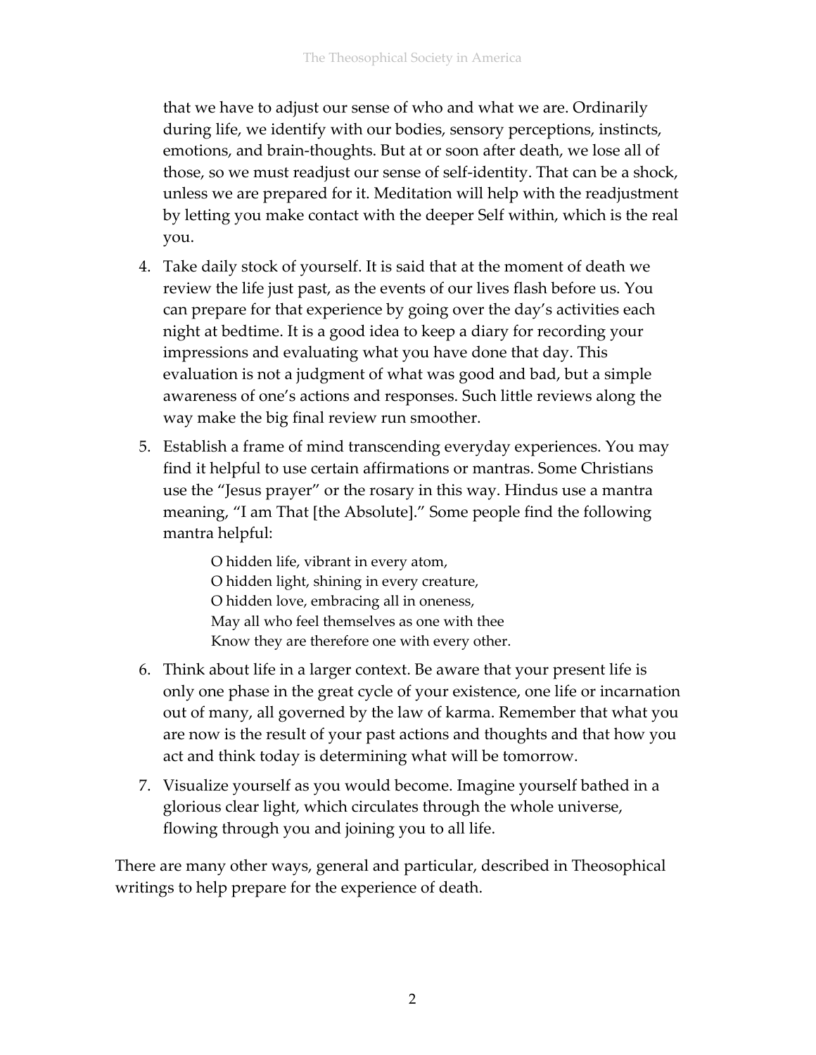that we have to adjust our sense of who and what we are. Ordinarily during life, we identify with our bodies, sensory perceptions, instincts, emotions, and brain-thoughts. But at or soon after death, we lose all of those, so we must readjust our sense of self-identity. That can be a shock, unless we are prepared for it. Meditation will help with the readjustment by letting you make contact with the deeper Self within, which is the real you.

4. Take daily stock of yourself. It is said that at the moment of death we review the life just past, as the events of our lives flash before us. You can prepare for that experience by going over the day's activities each night at bedtime. It is a good idea to keep a diary for recording your impressions and evaluating what you have done that day. This evaluation is not a judgment of what was good and bad, but a simple awareness of one's actions and responses. Such little reviews along the way make the big final review run smoother.

5. Establish a frame of mind transcending everyday experiences. You may find it helpful to use certain affirmations or mantras. Some Christians use the "Jesus prayer" or the rosary in this way. Hindus use a mantra meaning, "I am That [the Absolute]." Some people find the following mantra helpful:

   > O hidden life, vibrant in every atom,  
   > O hidden light, shining in every creature,  
   > O hidden love, embracing all in oneness,  
   > May all who feel themselves as one with thee  
   > Know they are therefore one with every other.

6. Think about life in a larger context. Be aware that your present life is only one phase in the great cycle of your existence, one life or incarnation out of many, all governed by the law of karma. Remember that what you are now is the result of your past actions and thoughts and that how you act and think today is determining what will be tomorrow.

7. Visualize yourself as you would become. Imagine yourself bathed in a glorious clear light, which circulates through the whole universe, flowing through you and joining you to all life.

There are many other ways, general and particular, described in Theosophical writings to help prepare for the experience of death.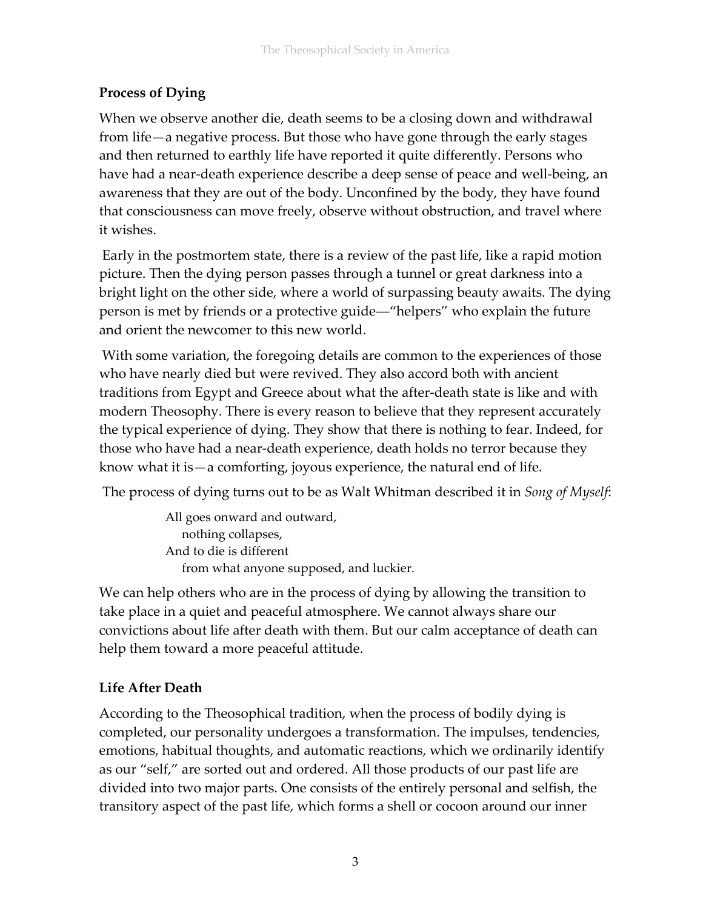**Process of Dying**

When we observe another die, death seems to be a closing down and withdrawal from life—a negative process. But those who have gone through the early stages and then returned to earthly life have reported it quite differently. Persons who have had a near-death experience describe a deep sense of peace and well-being, an awareness that they are out of the body. Unconfined by the body, they have found that consciousness can move freely, observe without obstruction, and travel where it wishes.

Early in the postmortem state, there is a review of the past life, like a rapid motion picture. Then the dying person passes through a tunnel or great darkness into a bright light on the other side, where a world of surpassing beauty awaits. The dying person is met by friends or a protective guide—"helpers" who explain the future and orient the newcomer to this new world.

With some variation, the foregoing details are common to the experiences of those who have nearly died but were revived. They also accord both with ancient traditions from Egypt and Greece about what the after-death state is like and with modern Theosophy. There is every reason to believe that they represent accurately the typical experience of dying. They show that there is nothing to fear. Indeed, for those who have had a near-death experience, death holds no terror because they know what it is—a comforting, joyous experience, the natural end of life.

The process of dying turns out to be as Walt Whitman described it in *Song of Myself*:

> All goes onward and outward,
> nothing collapses,
> And to die is different
> from what anyone supposed, and luckier.

We can help others who are in the process of dying by allowing the transition to take place in a quiet and peaceful atmosphere. We cannot always share our convictions about life after death with them. But our calm acceptance of death can help them toward a more peaceful attitude.

**Life After Death**

According to the Theosophical tradition, when the process of bodily dying is completed, our personality undergoes a transformation. The impulses, tendencies, emotions, habitual thoughts, and automatic reactions, which we ordinarily identify as our "self," are sorted out and ordered. All those products of our past life are divided into two major parts. One consists of the entirely personal and selfish, the transitory aspect of the past life, which forms a shell or cocoon around our inner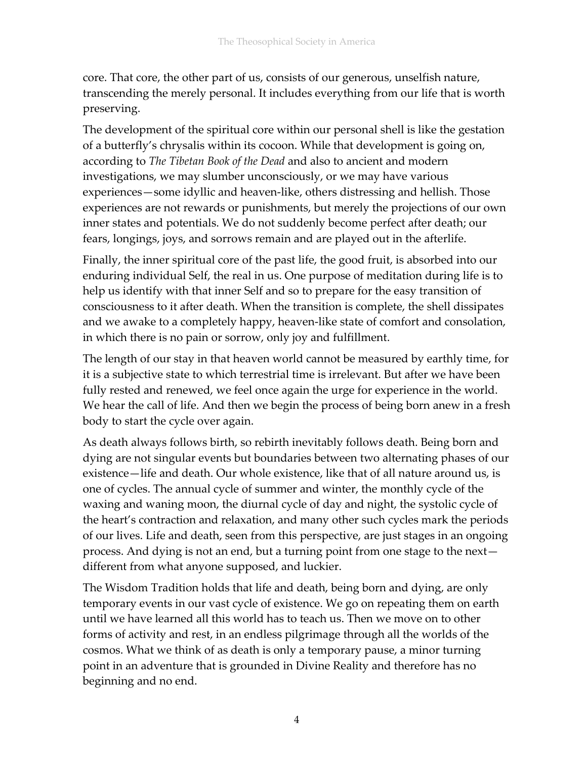core. That core, the other part of us, consists of our generous, unselfish nature, transcending the merely personal. It includes everything from our life that is worth preserving.

The development of the spiritual core within our personal shell is like the gestation of a butterfly's chrysalis within its cocoon. While that development is going on, according to *The Tibetan Book of the Dead* and also to ancient and modern investigations, we may slumber unconsciously, or we may have various experiences—some idyllic and heaven-like, others distressing and hellish. Those experiences are not rewards or punishments, but merely the projections of our own inner states and potentials. We do not suddenly become perfect after death; our fears, longings, joys, and sorrows remain and are played out in the afterlife.

Finally, the inner spiritual core of the past life, the good fruit, is absorbed into our enduring individual Self, the real in us. One purpose of meditation during life is to help us identify with that inner Self and so to prepare for the easy transition of consciousness to it after death. When the transition is complete, the shell dissipates and we awake to a completely happy, heaven-like state of comfort and consolation, in which there is no pain or sorrow, only joy and fulfillment.

The length of our stay in that heaven world cannot be measured by earthly time, for it is a subjective state to which terrestrial time is irrelevant. But after we have been fully rested and renewed, we feel once again the urge for experience in the world. We hear the call of life. And then we begin the process of being born anew in a fresh body to start the cycle over again.

As death always follows birth, so rebirth inevitably follows death. Being born and dying are not singular events but boundaries between two alternating phases of our existence—life and death. Our whole existence, like that of all nature around us, is one of cycles. The annual cycle of summer and winter, the monthly cycle of the waxing and waning moon, the diurnal cycle of day and night, the systolic cycle of the heart's contraction and relaxation, and many other such cycles mark the periods of our lives. Life and death, seen from this perspective, are just stages in an ongoing process. And dying is not an end, but a turning point from one stage to the next—different from what anyone supposed, and luckier.

The Wisdom Tradition holds that life and death, being born and dying, are only temporary events in our vast cycle of existence. We go on repeating them on earth until we have learned all this world has to teach us. Then we move on to other forms of activity and rest, in an endless pilgrimage through all the worlds of the cosmos. What we think of as death is only a temporary pause, a minor turning point in an adventure that is grounded in Divine Reality and therefore has no beginning and no end.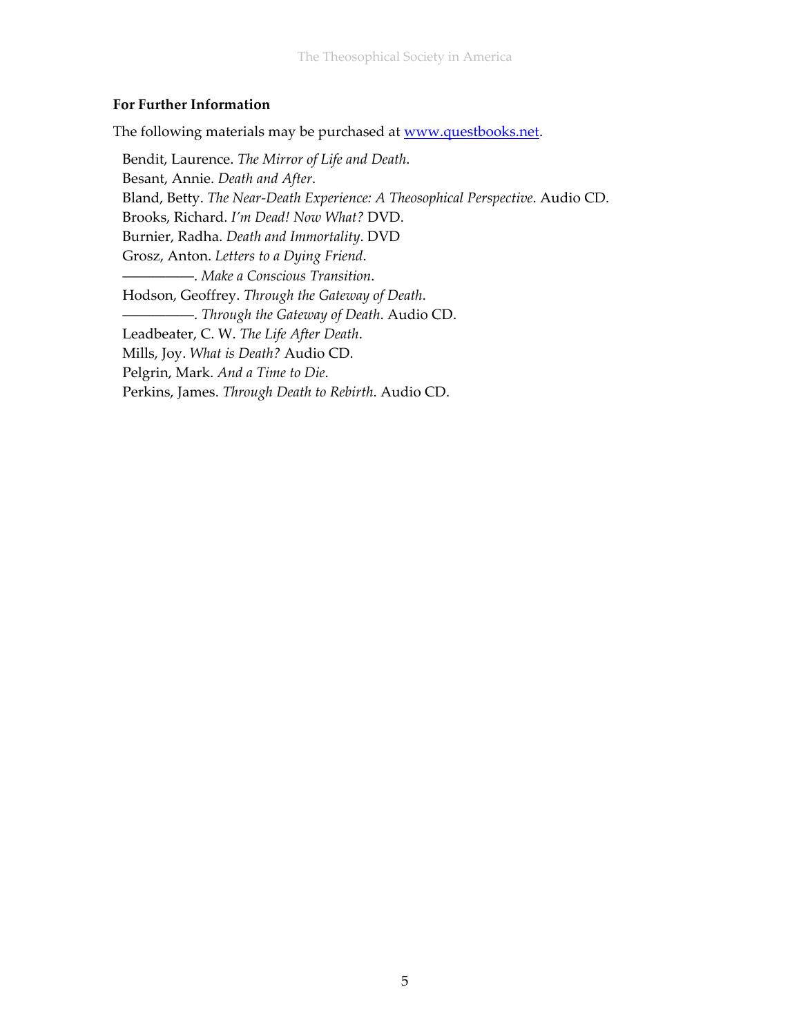### For Further Information

The following materials may be purchased at [www.questbooks.net](http://www.questbooks.net).

Bendit, Laurence. *The Mirror of Life and Death*.
Besant, Annie. *Death and After*.
Bland, Betty. *The Near-Death Experience: A Theosophical Perspective*. Audio CD.
Brooks, Richard. *I'm Dead! Now What?* DVD.
Burnier, Radha. *Death and Immortality*. DVD
Grosz, Anton. *Letters to a Dying Friend*.
——————. *Make a Conscious Transition*.
Hodson, Geoffrey. *Through the Gateway of Death*.
——————. *Through the Gateway of Death*. Audio CD.
Leadbeater, C. W. *The Life After Death*.
Mills, Joy. *What is Death?* Audio CD.
Pelgrin, Mark. *And a Time to Die*.
Perkins, James. *Through Death to Rebirth*. Audio CD.